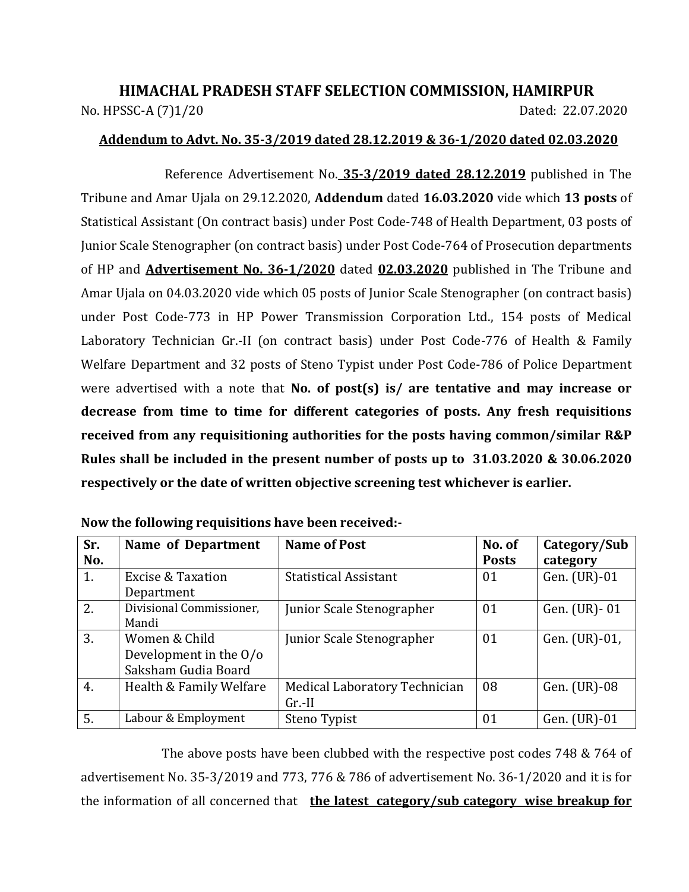# HIMACHAL PRADESH STAFF SELECTION COMMISSION, HAMIRPUR

No. HPSSC-A (7)1/20 Dated: 22.07.2020

**Addendum to Advt. No. 35-3/2019 dated 28.12.2019 & 36-1/2020 dated 02.03.2020**

Reference Advertisement No. **35-3/2019 dated 28.12.2019** published in The Tribune and Amar Ujala on 29.12.2020, **Addendum** dated **16.03.2020** vide which **13 posts** of Statistical Assistant (On contract basis) under Post Code-748 of Health Department, 03 posts of Junior Scale Stenographer (on contract basis) under Post Code-764 of Prosecution departments of HP and **Advertisement No. 36-1/2020** dated **02.03.2020** published in The Tribune and Amar Ujala on 04.03.2020 vide which 05 posts of Junior Scale Stenographer (on contract basis) under Post Code-773 in HP Power Transmission Corporation Ltd., 154 posts of Medical Laboratory Technician Gr.-II (on contract basis) under Post Code-776 of Health & Family Welfare Department and 32 posts of Steno Typist under Post Code-786 of Police Department were advertised with a note that **No. of post(s) is/ are tentative and may increase or decrease from time to time for different categories of posts. Any fresh requisitions received from any requisitioning authorities for the posts having common/similar R&P Rules shall be included in the present number of posts up to 31.03.2020 & 30.06.2020 respectively or the date of written objective screening test whichever is earlier.**

**Now the following requisitions have been received:-**

| Sr. No. | Name of Department | Name of Post | No. of Posts | Category/Sub category |
|---|---|---|---|---|
| 1. | Excise & Taxation Department | Statistical Assistant | 01 | Gen. (UR)-01 |
| 2. | Divisional Commissioner, Mandi | Junior Scale Stenographer | 01 | Gen. (UR)- 01 |
| 3. | Women & Child Development in the O/o Saksham Gudia Board | Junior Scale Stenographer | 01 | Gen. (UR)-01, |
| 4. | Health & Family Welfare | Medical Laboratory Technician Gr.-II | 08 | Gen. (UR)-08 |
| 5. | Labour & Employment | Steno Typist | 01 | Gen. (UR)-01 |

The above posts have been clubbed with the respective post codes 748 & 764 of advertisement No. 35-3/2019 and 773, 776 & 786 of advertisement No. 36-1/2020 and it is for the information of all concerned that **the latest category/sub category wise breakup for**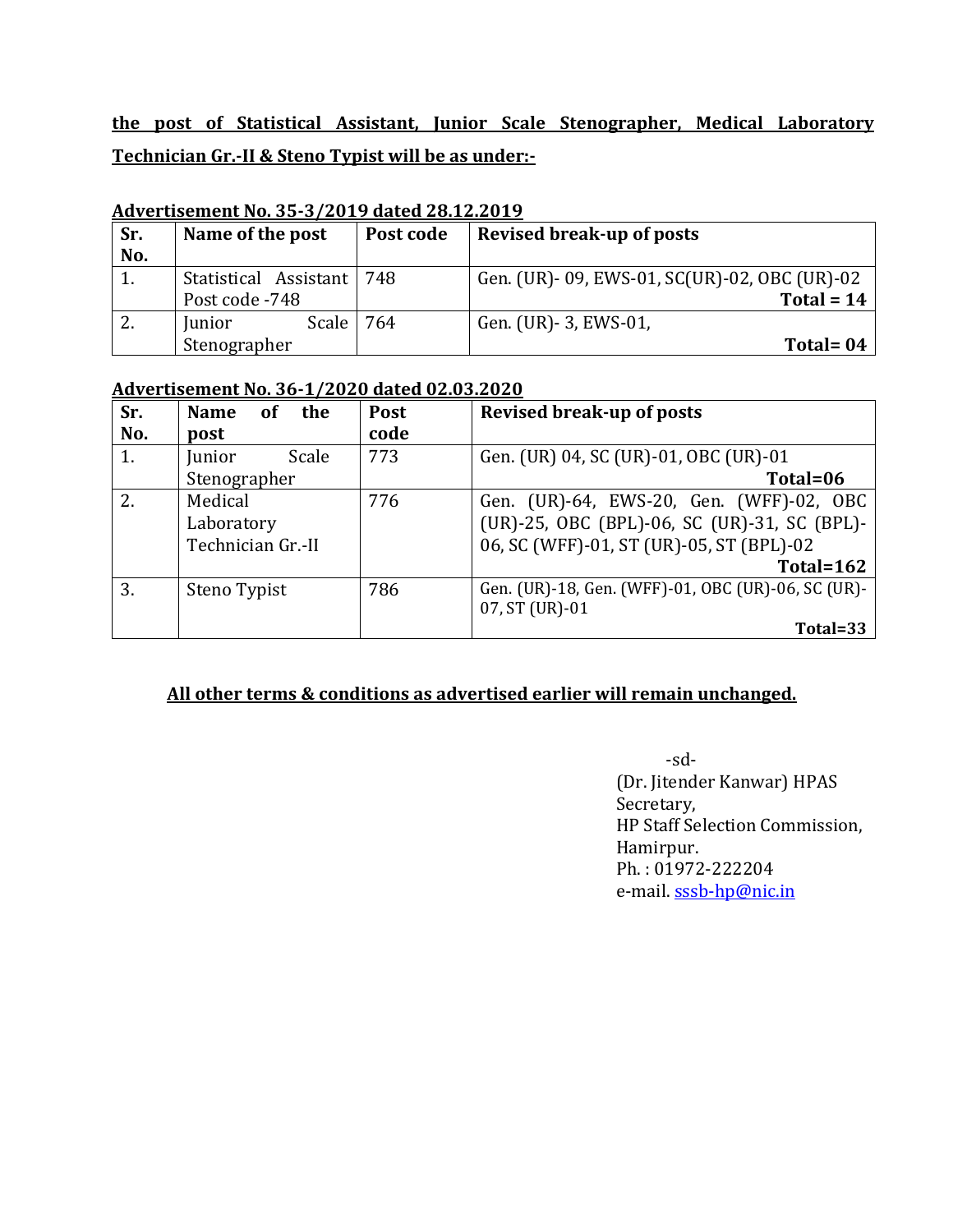**the post of Statistical Assistant, Junior Scale Stenographer, Medical Laboratory Technician Gr.-II & Steno Typist will be as under:-**

**Advertisement No. 35-3/2019 dated 28.12.2019**

| Sr. No. | Name of the post | Post code | Revised break-up of posts |
|---|---|---|---|
| 1. | Statistical Assistant Post code -748 | 748 | Gen. (UR)- 09, EWS-01, SC(UR)-02, OBC (UR)-02 **Total = 14** |
| 2. | Junior Scale Stenographer | 764 | Gen. (UR)- 3, EWS-01, **Total= 04** |

**Advertisement No. 36-1/2020 dated 02.03.2020**

| Sr. No. | Name of the post | Post code | Revised break-up of posts |
|---|---|---|---|
| 1. | Junior Scale Stenographer | 773 | Gen. (UR) 04, SC (UR)-01, OBC (UR)-01 **Total=06** |
| 2. | Medical Laboratory Technician Gr.-II | 776 | Gen. (UR)-64, EWS-20, Gen. (WFF)-02, OBC (UR)-25, OBC (BPL)-06, SC (UR)-31, SC (BPL)-06, SC (WFF)-01, ST (UR)-05, ST (BPL)-02 **Total=162** |
| 3. | Steno Typist | 786 | Gen. (UR)-18, Gen. (WFF)-01, OBC (UR)-06, SC (UR)-07, ST (UR)-01 **Total=33** |

**All other terms & conditions as advertised earlier will remain unchanged.**

-sd-
(Dr. Jitender Kanwar) HPAS
Secretary,
HP Staff Selection Commission,
Hamirpur.
Ph. : 01972-222204
e-mail. sssb-hp@nic.in